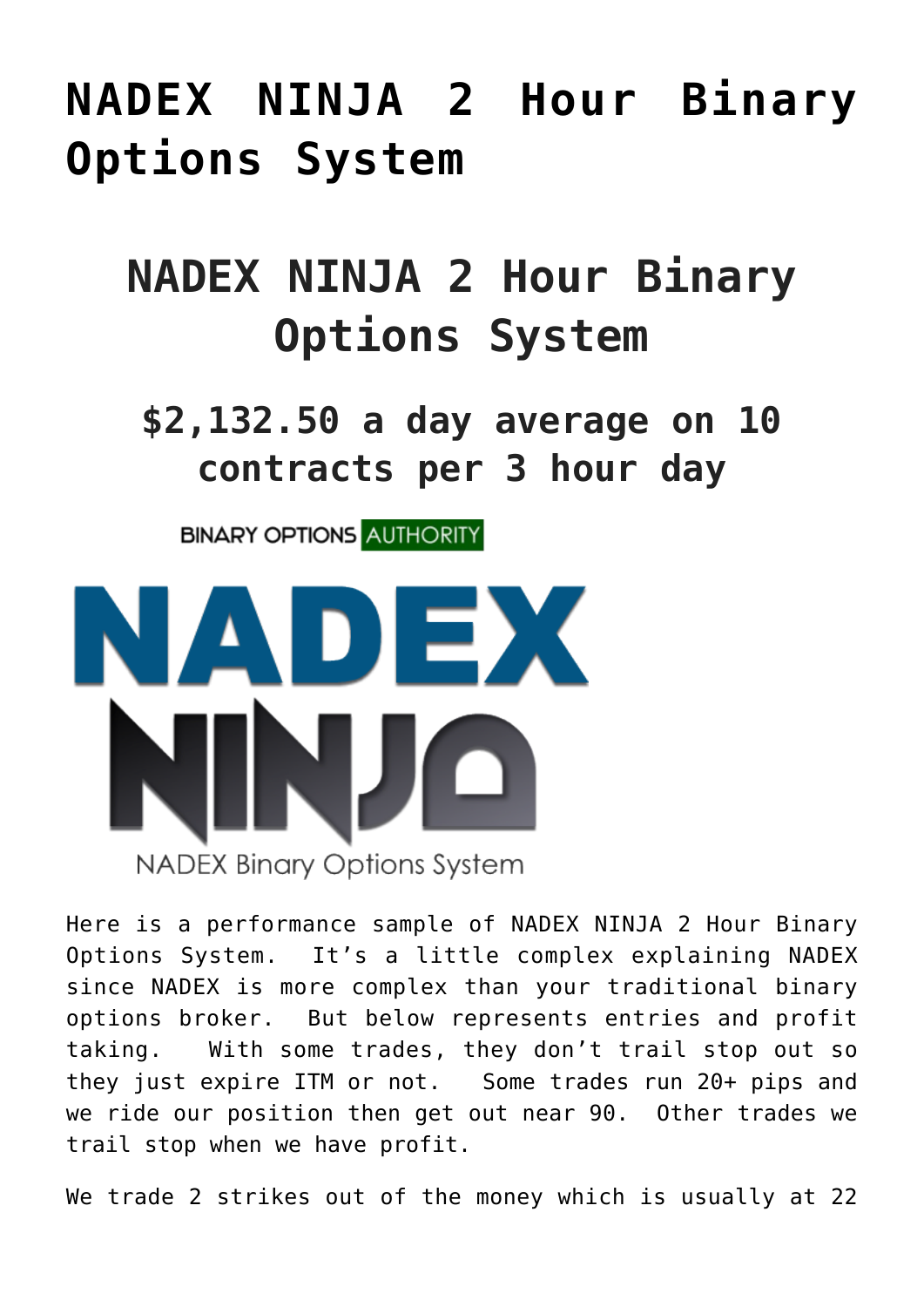# NADEX NINJA 2 Hour Binary Options System

## NADEX NINJA 2 Hour Binary Options System

### $2,132.50 a day average on 10 contracts per 3 hour day

BINARY OPTIONS AUTHORITY

NADEX NINJA

NADEX Binary Options System

Here is a performance sample of NADEX NINJA 2 Hour Binary Options System. It's a little complex explaining NADEX since NADEX is more complex than your traditional binary options broker. But below represents entries and profit taking. With some trades, they don't trail stop out so they just expire ITM or not. Some trades run 20+ pips and we ride our position then get out near 90. Other trades we trail stop when we have profit.

We trade 2 strikes out of the money which is usually at 22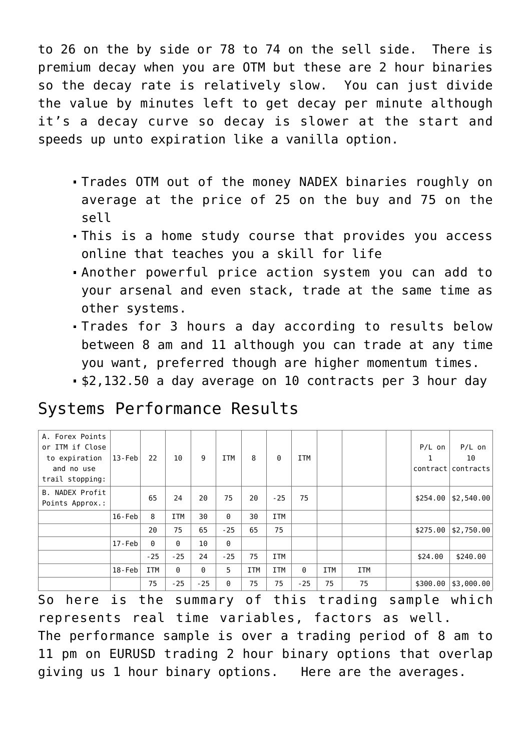to 26 on the by side or 78 to 74 on the sell side. There is premium decay when you are OTM but these are 2 hour binaries so the decay rate is relatively slow. You can just divide the value by minutes left to get decay per minute although it's a decay curve so decay is slower at the start and speeds up unto expiration like a vanilla option.

- Trades OTM out of the money NADEX binaries roughly on average at the price of 25 on the buy and 75 on the sell
- This is a home study course that provides you access online that teaches you a skill for life
- Another powerful price action system you can add to your arsenal and even stack, trade at the same time as other systems.
- Trades for 3 hours a day according to results below between 8 am and 11 although you can trade at any time you want, preferred though are higher momentum times.
- $2,132.50 a day average on 10 contracts per 3 hour day

## Systems Performance Results

| A. Forex Points or ITM if Close to expiration and no use trail stopping: | 13-Feb | 22 | 10 | 9 | ITM | 8 | 0 | ITM | | | | P/L on 1 contract | P/L on 10 contracts |
|---|---|---|---|---|---|---|---|---|---|---|---|---|---|
| B. NADEX Profit Points Approx.: | | 65 | 24 | 20 | 75 | 20 | -25 | 75 | | | | $254.00 | $2,540.00 |
| | 16-Feb | 8 | ITM | 30 | 0 | 30 | ITM | | | | | | |
| | | 20 | 75 | 65 | -25 | 65 | 75 | | | | | $275.00 | $2,750.00 |
| | 17-Feb | 0 | 0 | 10 | 0 | | | | | | | | |
| | | -25 | -25 | 24 | -25 | 75 | ITM | | | | | $24.00 | $240.00 |
| | 18-Feb | ITM | 0 | 0 | 5 | ITM | ITM | 0 | ITM | ITM | | | |
| | | 75 | -25 | -25 | 0 | 75 | 75 | -25 | 75 | 75 | | $300.00 | $3,000.00 |

So here is the summary of this trading sample which represents real time variables, factors as well.
The performance sample is over a trading period of 8 am to 11 pm on EURUSD trading 2 hour binary options that overlap giving us 1 hour binary options. Here are the averages.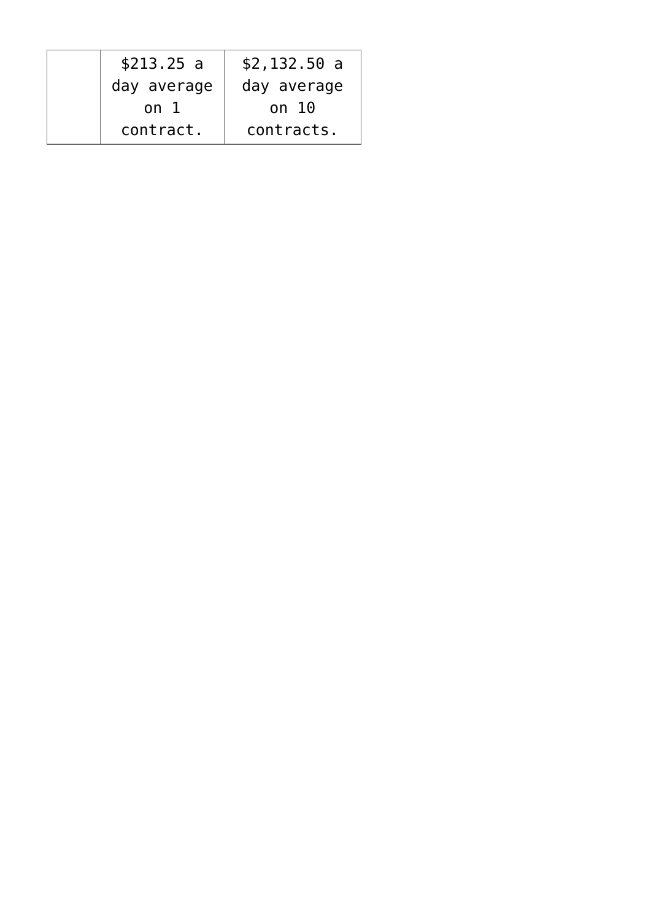| | | |
|---|---|---|
| | $213.25 a day average on 1 contract. | $2,132.50 a day average on 10 contracts. |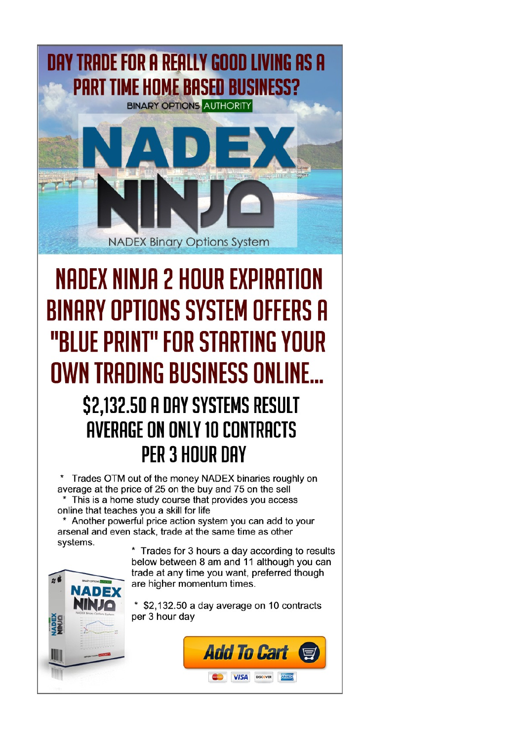# DAY TRADE FOR A REALLY GOOD LIVING AS A PART TIME HOME BASED BUSINESS?

BINARY OPTIONS AUTHORITY

NADEX NINJA

NADEX Binary Options System

# NADEX NINJA 2 HOUR EXPIRATION BINARY OPTIONS SYSTEM OFFERS A "BLUE PRINT" FOR STARTING YOUR OWN TRADING BUSINESS ONLINE...

## $2,132.50 A DAY SYSTEMS RESULT AVERAGE ON ONLY 10 CONTRACTS PER 3 HOUR DAY

* Trades OTM out of the money NADEX binaries roughly on average at the price of 25 on the buy and 75 on the sell
* This is a home study course that provides you access online that teaches you a skill for life
* Another powerful price action system you can add to your arsenal and even stack, trade at the same time as other systems.
* Trades for 3 hours a day according to results below between 8 am and 11 although you can trade at any time you want, preferred though are higher momentum times.
* $2,132.50 a day average on 10 contracts per 3 hour day

Add To Cart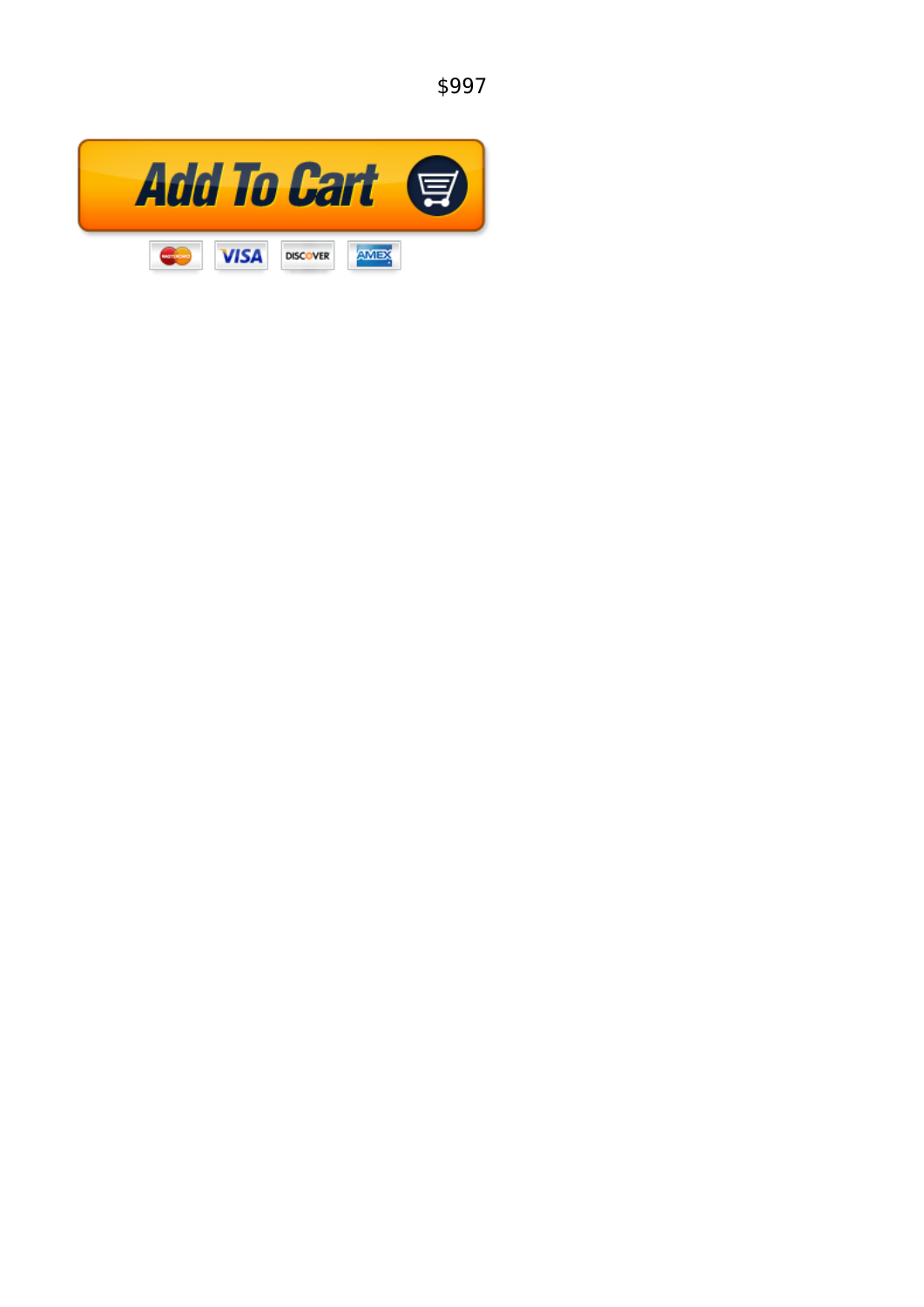$997